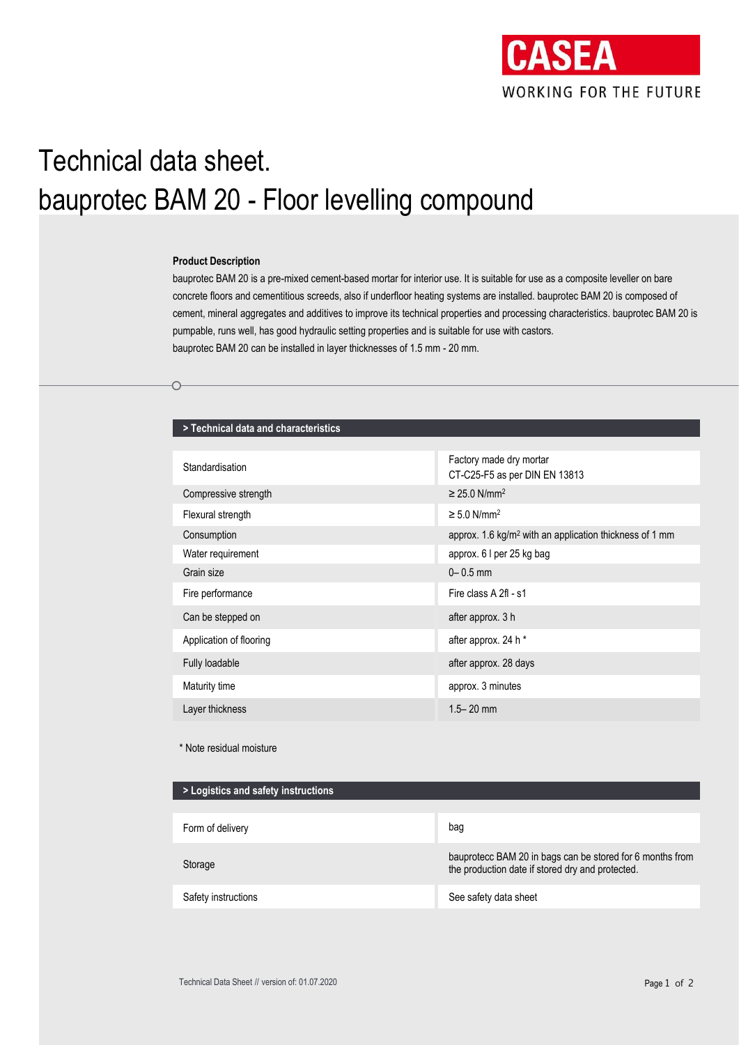CASEA

WORKING FOR THE FUTURE

# Technical data sheet.
# bauprotec BAM 20 - Floor levelling compound

**Product Description**

bauprotec BAM 20 is a pre-mixed cement-based mortar for interior use. It is suitable for use as a composite leveller on bare concrete floors and cementitious screeds, also if underfloor heating systems are installed. bauprotec BAM 20 is composed of cement, mineral aggregates and additives to improve its technical properties and processing characteristics. bauprotec BAM 20 is pumpable, runs well, has good hydraulic setting properties and is suitable for use with castors.
bauprotec BAM 20 can be installed in layer thicknesses of 1.5 mm - 20 mm.

## > Technical data and characteristics

| | |
|---|---|
| Standardisation | Factory made dry mortar CT-C25-F5 as per DIN EN 13813 |
| Compressive strength | ≥ 25.0 N/mm$^2$ |
| Flexural strength | ≥ 5.0 N/mm$^2$ |
| Consumption | approx. 1.6 kg/m$^2$ with an application thickness of 1 mm |
| Water requirement | approx. 6 l per 25 kg bag |
| Grain size | 0– 0.5 mm |
| Fire performance | Fire class A 2fl - s1 |
| Can be stepped on | after approx. 3 h |
| Application of flooring | after approx. 24 h * |
| Fully loadable | after approx. 28 days |
| Maturity time | approx. 3 minutes |
| Layer thickness | 1.5– 20 mm |

\* Note residual moisture

## > Logistics and safety instructions

| | |
|---|---|
| Form of delivery | bag |
| Storage | bauprotecc BAM 20 in bags can be stored for 6 months from the production date if stored dry and protected. |
| Safety instructions | See safety data sheet |

Technical Data Sheet // version of: 01.07.2020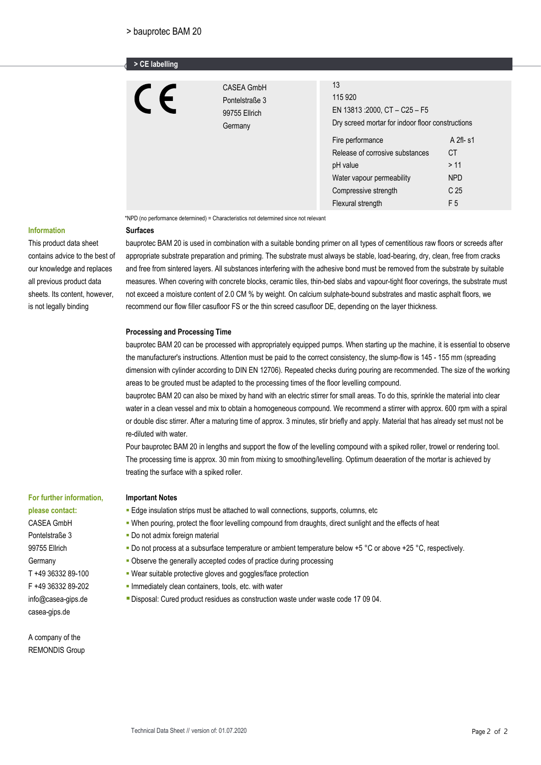> bauprotec BAM 20

## > CE labelling

| | | | |
|---|---|---|---|
| CE | CASEA GmbH<br>Pontelstraße 3<br>99755 Ellrich<br>Germany | 13<br>115 920<br>EN 13813 :2000, CT – C25 – F5<br>Dry screed mortar for indoor floor constructions | |
| | | Fire performance | A 2fl- s1 |
| | | Release of corrosive substances | CT |
| | | pH value | > 11 |
| | | Water vapour permeability | NPD |
| | | Compressive strength | C 25 |
| | | Flexural strength | F 5 |

*NPD (no performance determined) = Characteristics not determined since not relevant

**Information**

This product data sheet contains advice to the best of our knowledge and replaces all previous product data sheets. Its content, however, is not legally binding

### Surfaces

bauprotec BAM 20 is used in combination with a suitable bonding primer on all types of cementitious raw floors or screeds after appropriate substrate preparation and priming. The substrate must always be stable, load-bearing, dry, clean, free from cracks and free from sintered layers. All substances interfering with the adhesive bond must be removed from the substrate by suitable measures. When covering with concrete blocks, ceramic tiles, thin-bed slabs and vapour-tight floor coverings, the substrate must not exceed a moisture content of 2.0 CM % by weight. On calcium sulphate-bound substrates and mastic asphalt floors, we recommend our flow filler casufloor FS or the thin screed casufloor DE, depending on the layer thickness.

### Processing and Processing Time

bauprotec BAM 20 can be processed with appropriately equipped pumps. When starting up the machine, it is essential to observe the manufacturer's instructions. Attention must be paid to the correct consistency, the slump-flow is 145 - 155 mm (spreading dimension with cylinder according to DIN EN 12706). Repeated checks during pouring are recommended. The size of the working areas to be grouted must be adapted to the processing times of the floor levelling compound.

bauprotec BAM 20 can also be mixed by hand with an electric stirrer for small areas. To do this, sprinkle the material into clear water in a clean vessel and mix to obtain a homogeneous compound. We recommend a stirrer with approx. 600 rpm with a spiral or double disc stirrer. After a maturing time of approx. 3 minutes, stir briefly and apply. Material that has already set must not be re-diluted with water.

Pour bauprotec BAM 20 in lengths and support the flow of the levelling compound with a spiked roller, trowel or rendering tool. The processing time is approx. 30 min from mixing to smoothing/levelling. Optimum deaeration of the mortar is achieved by treating the surface with a spiked roller.

**For further information, please contact:**

CASEA GmbH
Pontelstraße 3
99755 Ellrich
Germany
T +49 36332 89-100
F +49 36332 89-202
info@casea-gips.de
casea-gips.de

A company of the REMONDIS Group

### Important Notes

- Edge insulation strips must be attached to wall connections, supports, columns, etc
- When pouring, protect the floor levelling compound from draughts, direct sunlight and the effects of heat
- Do not admix foreign material
- Do not process at a subsurface temperature or ambient temperature below +5 °C or above +25 °C, respectively.
- Observe the generally accepted codes of practice during processing
- Wear suitable protective gloves and goggles/face protection
- Immediately clean containers, tools, etc. with water
- Disposal: Cured product residues as construction waste under waste code 17 09 04.

Technical Data Sheet // version of: 01.07.2020